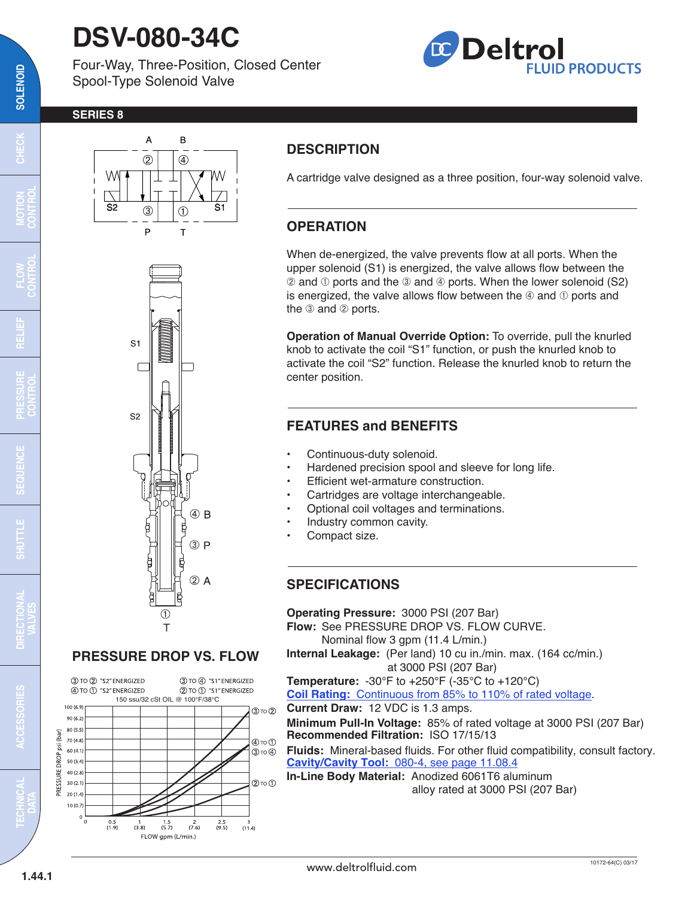# DSV-080-34C

Four-Way, Three-Position, Closed Center Spool-Type Solenoid Valve

SERIES 8

## DESCRIPTION

A cartridge valve designed as a three position, four-way solenoid valve.

## OPERATION

When de-energized, the valve prevents flow at all ports. When the upper solenoid (S1) is energized, the valve allows flow between the ② and ① ports and the ③ and ④ ports. When the lower solenoid (S2) is energized, the valve allows flow between the ④ and ① ports and the ③ and ② ports.

**Operation of Manual Override Option:** To override, pull the knurled knob to activate the coil "S1" function, or push the knurled knob to activate the coil "S2" function. Release the knurled knob to return the center position.

## FEATURES and BENEFITS

- Continuous-duty solenoid.
- Hardened precision spool and sleeve for long life.
- Efficient wet-armature construction.
- Cartridges are voltage interchangeable.
- Optional coil voltages and terminations.
- Industry common cavity.
- Compact size.

## SPECIFICATIONS

**Operating Pressure:** 3000 PSI (207 Bar)
**Flow:** See PRESSURE DROP VS. FLOW CURVE.
Nominal flow 3 gpm (11.4 L/min.)
**Internal Leakage:** (Per land) 10 cu in./min. max. (164 cc/min.) at 3000 PSI (207 Bar)
**Temperature:** -30°F to +250°F (-35°C to +120°C)
**Coil Rating:** Continuous from 85% to 110% of rated voltage.
**Current Draw:** 12 VDC is 1.3 amps.
**Minimum Pull-In Voltage:** 85% of rated voltage at 3000 PSI (207 Bar)
**Recommended Filtration:** ISO 17/15/13
**Fluids:** Mineral-based fluids. For other fluid compatibility, consult factory.
**Cavity/Cavity Tool:** 080-4, see page 11.08.4
**In-Line Body Material:** Anodized 6061T6 aluminum alloy rated at 3000 PSI (207 Bar)

## PRESSURE DROP VS. FLOW

③ TO ② "S2" ENERGIZED
④ TO ① "S2" ENERGIZED
③ TO ④ "S1" ENERGIZED
② TO ① "S1" ENERGIZED
150 ssu/32 cSt OIL @ 100°F/38°C

PRESSURE DROP psi (bar): 0, 10 (0.7), 20 (1.4), 30 (2.1), 40 (2.8), 50 (3.4), 60 (4.1), 70 (4.8), 80 (5.5), 90 (6.2), 100 (6.9)

FLOW gpm (L/min.): 0, 0.5 (1.9), 1 (3.8), 1.5 (5.7), 2 (7.6), 2.5 (9.5), 3 (11.4)

Curves: ③ TO ②; ④ TO ①; ③ TO ④; ② TO ①

www.deltrolfluid.com

10172-64(C) 03/17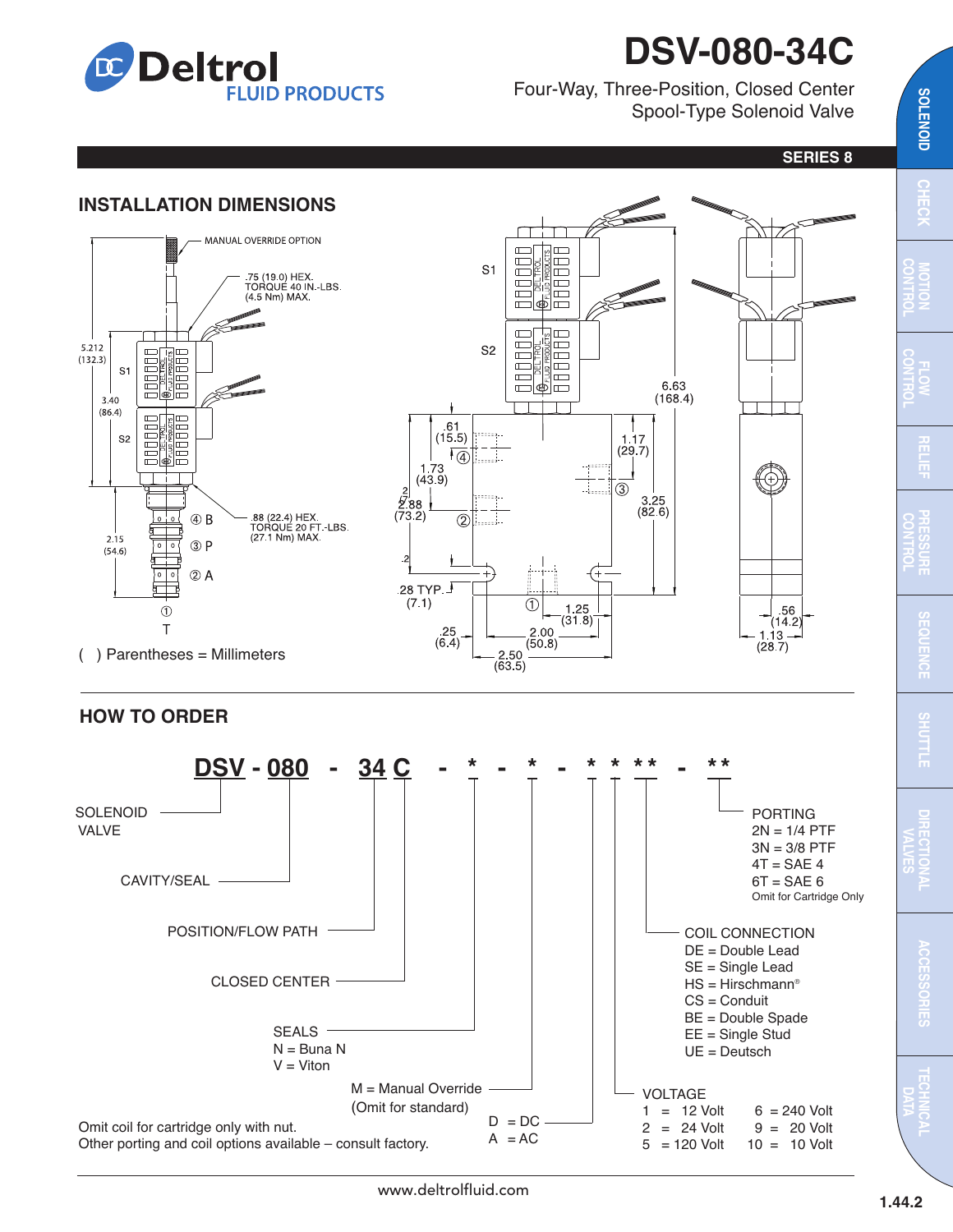# DSV-080-34C

Four-Way, Three-Position, Closed Center Spool-Type Solenoid Valve

**SERIES 8**

## INSTALLATION DIMENSIONS

MANUAL OVERRIDE OPTION

.75 (19.0) HEX. TORQUE 40 IN.-LBS. (4.5 Nm) MAX.

5.212 (132.3)

S1

3.40 (86.4)

S2

.88 (22.4) HEX. TORQUE 20 FT.-LBS. (27.1 Nm) MAX.

④ B

2.15 (54.6)

③ P

② A

① T

S1

S2

6.63 (168.4)

.61 (15.5)

1.17 (29.7)

1.73 (43.9)

2.88 (73.2)

3.25 (82.6)

.2

.28 TYP. (7.1)

1.25 (31.8)

.25 (6.4)

2.00 (50.8)

2.50 (63.5)

.56 (14.2)

1.13 (28.7)

( ) Parentheses = Millimeters

## HOW TO ORDER

**DSV - 080 - 34 C - * - * - * * ** - ****

SOLENOID VALVE

CAVITY/SEAL

POSITION/FLOW PATH

CLOSED CENTER

SEALS
- N = Buna N
- V = Viton

M = Manual Override (Omit for standard)

- D = DC
- A = AC

VOLTAGE

| | | | |
|---|---|---|---|
| 1 = 12 Volt | | 6 = 240 Volt | |
| 2 = 24 Volt | | 9 = 20 Volt | |
| 5 = 120 Volt | | 10 = 10 Volt | |

COIL CONNECTION
- DE = Double Lead
- SE = Single Lead
- HS = Hirschmann®
- CS = Conduit
- BE = Double Spade
- EE = Single Stud
- UE = Deutsch

PORTING
- 2N = 1/4 PTF
- 3N = 3/8 PTF
- 4T = SAE 4
- 6T = SAE 6
- Omit for Cartridge Only

Omit coil for cartridge only with nut.
Other porting and coil options available – consult factory.

www.deltrolfluid.com